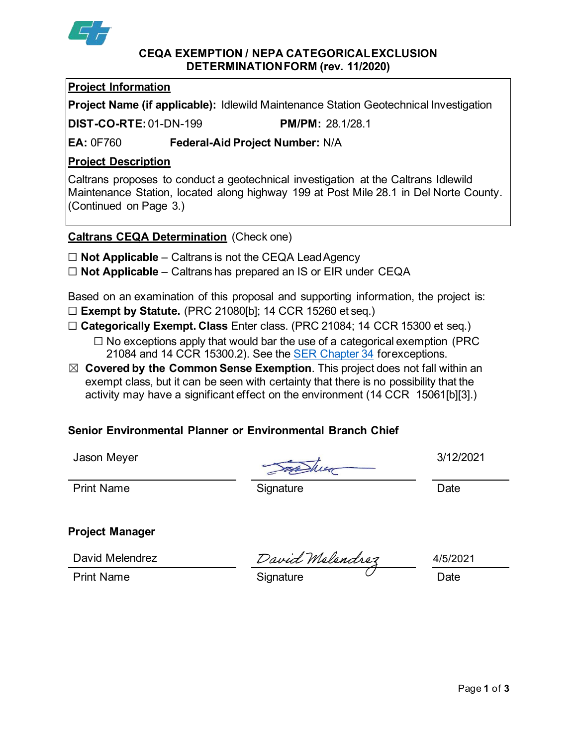# CEQA EXEMPTION / NEPA CATEGORICAL EXCLUSION DETERMINATION FORM (rev. 11/2020)

**Project Information**

**Project Name (if applicable):** Idlewild Maintenance Station Geotechnical Investigation

**DIST-CO-RTE:** 01-DN-199 **PM/PM:** 28.1/28.1

**EA:** 0F760 **Federal-Aid Project Number:** N/A

**Project Description**

Caltrans proposes to conduct a geotechnical investigation at the Caltrans Idlewild Maintenance Station, located along highway 199 at Post Mile 28.1 in Del Norte County. (Continued on Page 3.)

**Caltrans CEQA Determination** (Check one)

☐ **Not Applicable** – Caltrans is not the CEQA Lead Agency

☐ **Not Applicable** – Caltrans has prepared an IS or EIR under CEQA

Based on an examination of this proposal and supporting information, the project is:

☐ **Exempt by Statute.** (PRC 21080[b]; 14 CCR 15260 et seq.)

☐ **Categorically Exempt. Class** Enter class. (PRC 21084; 14 CCR 15300 et seq.)

- ☐ No exceptions apply that would bar the use of a categorical exemption (PRC 21084 and 14 CCR 15300.2). See the SER Chapter 34 for exceptions.

☒ **Covered by the Common Sense Exemption**. This project does not fall within an exempt class, but it can be seen with certainty that there is no possibility that the activity may have a significant effect on the environment (14 CCR 15061[b][3].)

**Senior Environmental Planner or Environmental Branch Chief**

| Jason Meyer | (signature) | 3/12/2021 |
|---|---|---|
| Print Name | Signature | Date |

**Project Manager**

| David Melendrez | David Melendrez | 4/5/2021 |
|---|---|---|
| Print Name | Signature | Date |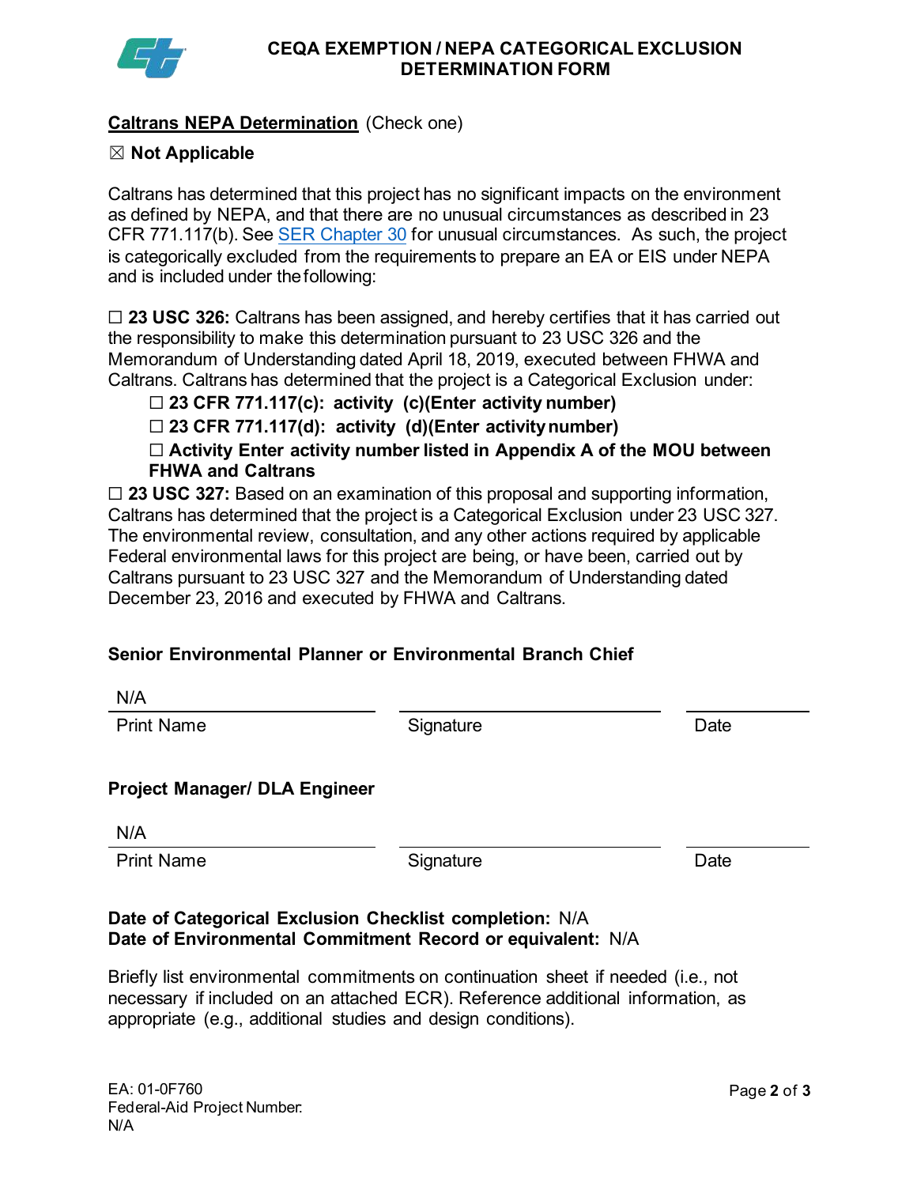# CEQA EXEMPTION / NEPA CATEGORICAL EXCLUSION DETERMINATION FORM

**Caltrans NEPA Determination** (Check one)

☒ **Not Applicable**

Caltrans has determined that this project has no significant impacts on the environment as defined by NEPA, and that there are no unusual circumstances as described in 23 CFR 771.117(b). See SER Chapter 30 for unusual circumstances. As such, the project is categorically excluded from the requirements to prepare an EA or EIS under NEPA and is included under the following:

☐ **23 USC 326:** Caltrans has been assigned, and hereby certifies that it has carried out the responsibility to make this determination pursuant to 23 USC 326 and the Memorandum of Understanding dated April 18, 2019, executed between FHWA and Caltrans. Caltrans has determined that the project is a Categorical Exclusion under:

- ☐ **23 CFR 771.117(c): activity (c)(Enter activity number)**
- ☐ **23 CFR 771.117(d): activity (d)(Enter activity number)**
- ☐ **Activity Enter activity number listed in Appendix A of the MOU between FHWA and Caltrans**

☐ **23 USC 327:** Based on an examination of this proposal and supporting information, Caltrans has determined that the project is a Categorical Exclusion under 23 USC 327. The environmental review, consultation, and any other actions required by applicable Federal environmental laws for this project are being, or have been, carried out by Caltrans pursuant to 23 USC 327 and the Memorandum of Understanding dated December 23, 2016 and executed by FHWA and Caltrans.

**Senior Environmental Planner or Environmental Branch Chief**

| N/A | | |
|---|---|---|
| Print Name | Signature | Date |

**Project Manager/ DLA Engineer**

| N/A | | |
|---|---|---|
| Print Name | Signature | Date |

**Date of Categorical Exclusion Checklist completion:** N/A
**Date of Environmental Commitment Record or equivalent:** N/A

Briefly list environmental commitments on continuation sheet if needed (i.e., not necessary if included on an attached ECR). Reference additional information, as appropriate (e.g., additional studies and design conditions).

EA: 01-0F760
Federal-Aid Project Number:
N/A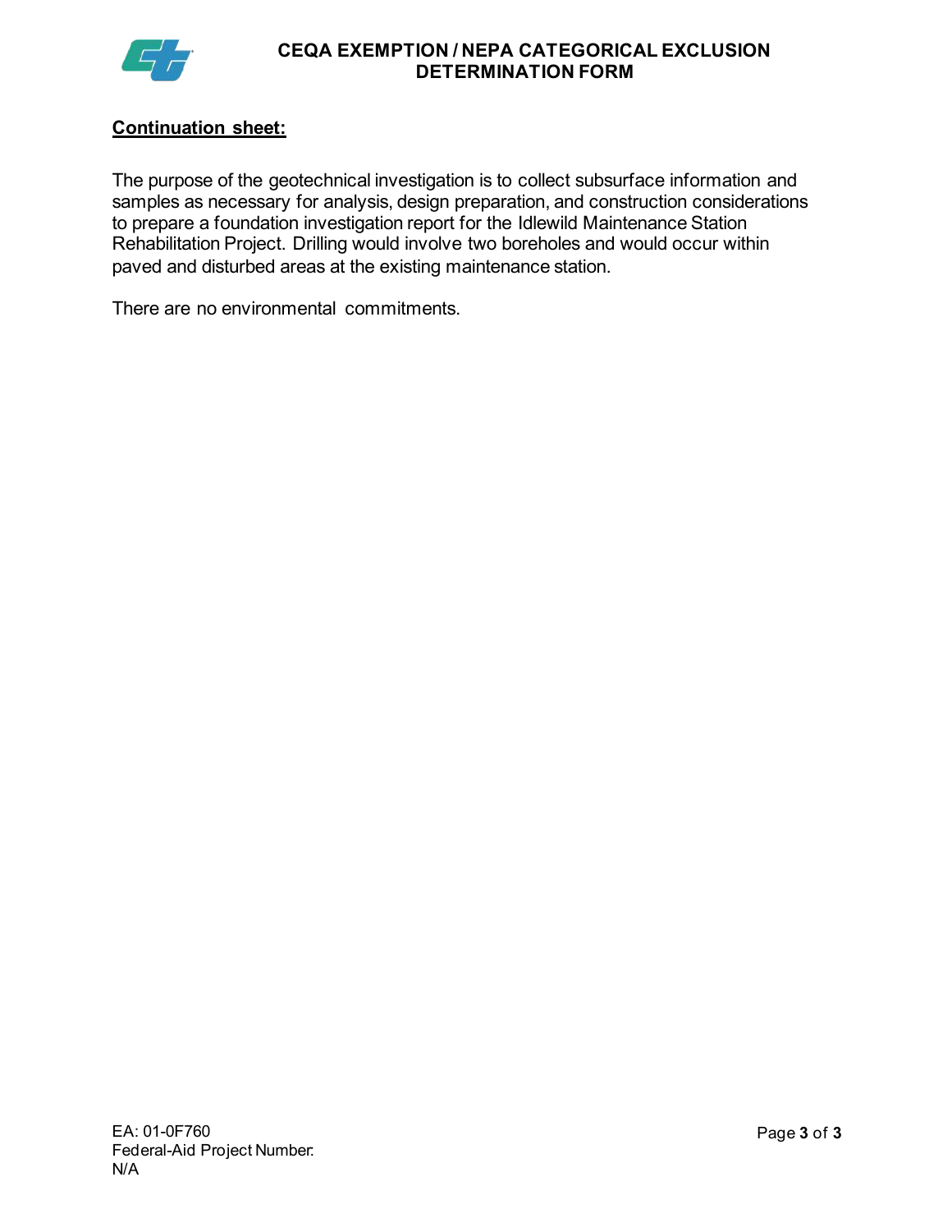**Continuation sheet:**

The purpose of the geotechnical investigation is to collect subsurface information and samples as necessary for analysis, design preparation, and construction considerations to prepare a foundation investigation report for the Idlewild Maintenance Station Rehabilitation Project. Drilling would involve two boreholes and would occur within paved and disturbed areas at the existing maintenance station.

There are no environmental commitments.